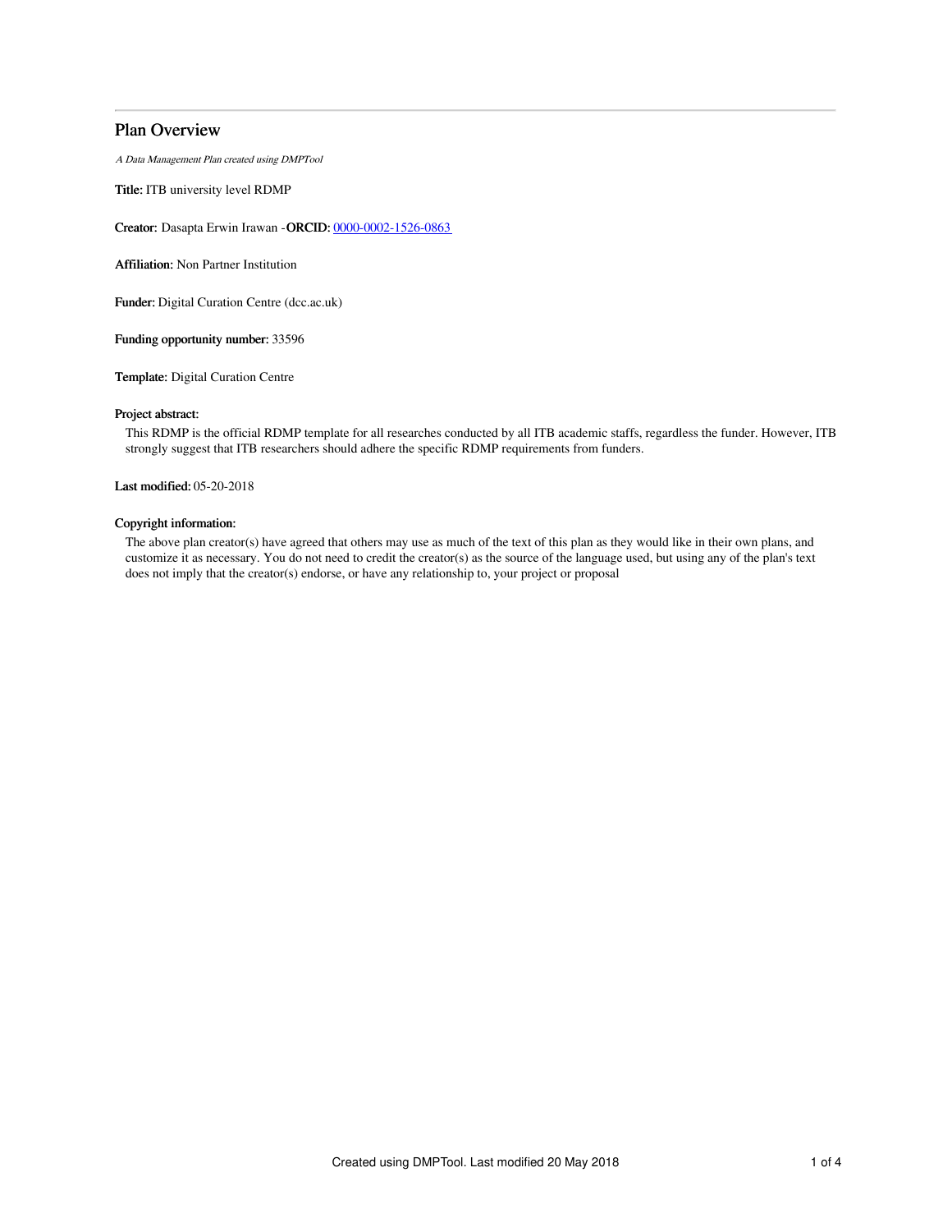# Plan Overview

*A Data Management Plan created using DMPTool*

**Title:** ITB university level RDMP

**Creator:** Dasapta Erwin Irawan -**ORCID:** [0000-0002-1526-0863](0000-0002-1526-0863)

**Affiliation:** Non Partner Institution

**Funder:** Digital Curation Centre (dcc.ac.uk)

**Funding opportunity number:** 33596

**Template:** Digital Curation Centre

**Project abstract:**

This RDMP is the official RDMP template for all researches conducted by all ITB academic staffs, regardless the funder. However, ITB strongly suggest that ITB researchers should adhere the specific RDMP requirements from funders.

**Last modified:** 05-20-2018

**Copyright information:**

The above plan creator(s) have agreed that others may use as much of the text of this plan as they would like in their own plans, and customize it as necessary. You do not need to credit the creator(s) as the source of the language used, but using any of the plan's text does not imply that the creator(s) endorse, or have any relationship to, your project or proposal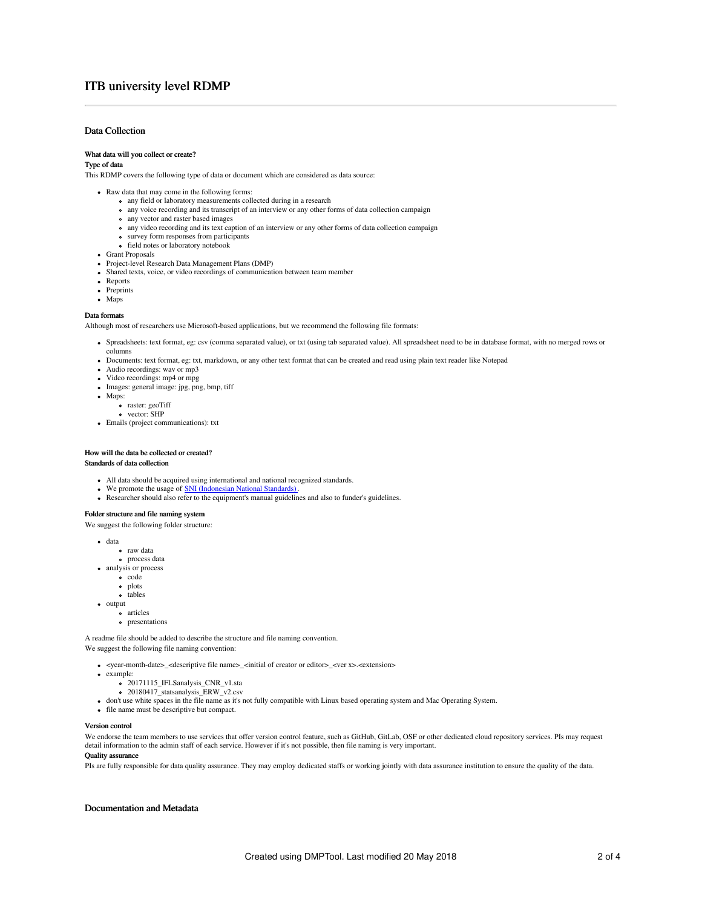# ITB university level RDMP

## Data Collection

**What data will you collect or create?**

**Type of data**

This RDMP covers the following type of data or document which are considered as data source:

- Raw data that may come in the following forms:
  - any field or laboratory measurements collected during in a research
  - any voice recording and its transcript of an interview or any other forms of data collection campaign
  - any vector and raster based images
  - any video recording and its text caption of an interview or any other forms of data collection campaign
  - survey form responses from participants
  - field notes or laboratory notebook
- Grant Proposals
- Project-level Research Data Management Plans (DMP)
- Shared texts, voice, or video recordings of communication between team member
- Reports
- Preprints
- Maps

**Data formats**

Although most of researchers use Microsoft-based applications, but we recommend the following file formats:

- Spreadsheets: text format, eg: csv (comma separated value), or txt (using tab separated value). All spreadsheet need to be in database format, with no merged rows or columns
- Documents: text format, eg: txt, markdown, or any other text format that can be created and read using plain text reader like Notepad
- Audio recordings: wav or mp3
- Video recordings: mp4 or mpg
- Images: general image: jpg, png, bmp, tiff
- Maps:
  - raster: geoTiff
  - vector: SHP
- Emails (project communications): txt

**How will the data be collected or created?**

**Standards of data collection**

- All data should be acquired using international and national recognized standards.
- We promote the usage of SNI (Indonesian National Standards) .
- Researcher should also refer to the equipment's manual guidelines and also to funder's guidelines.

**Folder structure and file naming system**

We suggest the following folder structure:

- data
  - raw data
  - process data
- analysis or process
  - code
  - plots
  - tables
- output
  - articles
  - presentations

A readme file should be added to describe the structure and file naming convention.

We suggest the following file naming convention:

- <year-month-date>_<descriptive file name>_<initial of creator or editor>_<ver x>.<extension>
- example:
  - 20171115_IFLSanalysis_CNR_v1.sta
  - 20180417_statsanalysis_ERW_v2.csv
- don't use white spaces in the file name as it's not fully compatible with Linux based operating system and Mac Operating System.
- file name must be descriptive but compact.

**Version control**

We endorse the team members to use services that offer version control feature, such as GitHub, GitLab, OSF or other dedicated cloud repository services. PIs may request detail information to the admin staff of each service. However if it's not possible, then file naming is very important.

**Quality assurance**

PIs are fully responsible for data quality assurance. They may employ dedicated staffs or working jointly with data assurance institution to ensure the quality of the data.

## Documentation and Metadata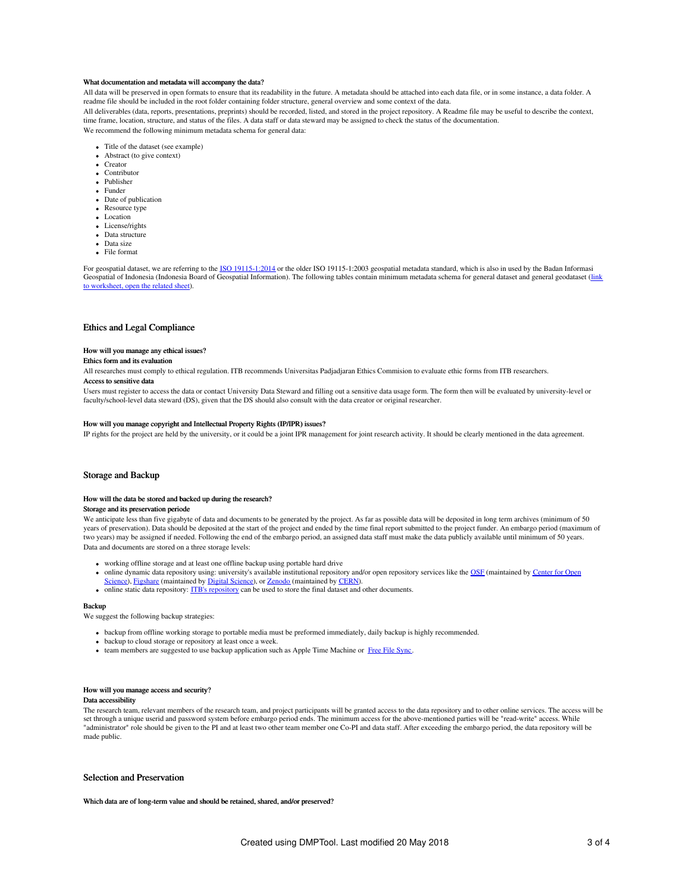**What documentation and metadata will accompany the data?**

All data will be preserved in open formats to ensure that its readability in the future. A metadata should be attached into each data file, or in some instance, a data folder. A readme file should be included in the root folder containing folder structure, general overview and some context of the data.

All deliverables (data, reports, presentations, preprints) should be recorded, listed, and stored in the project repository. A Readme file may be useful to describe the context, time frame, location, structure, and status of the files. A data staff or data steward may be assigned to check the status of the documentation.

We recommend the following minimum metadata schema for general data:

- Title of the dataset (see example)
- Abstract (to give context)
- Creator
- Contributor
- Publisher
- Funder
- Date of publication
- Resource type
- Location
- License/rights
- Data structure
- Data size
- File format

For geospatial dataset, we are referring to the ISO 19115-1:2014 or the older ISO 19115-1:2003 geospatial metadata standard, which is also in used by the Badan Informasi Geospatial of Indonesia (Indonesia Board of Geospatial Information). The following tables contain minimum metadata schema for general dataset and general geodataset (link to worksheet, open the related sheet).

## Ethics and Legal Compliance

**How will you manage any ethical issues?**

**Ethics form and its evaluation**

All researches must comply to ethical regulation. ITB recommends Universitas Padjadjaran Ethics Commision to evaluate ethic forms from ITB researchers.

**Access to sensitive data**

Users must register to access the data or contact University Data Steward and filling out a sensitive data usage form. The form then will be evaluated by university-level or faculty/school-level data steward (DS), given that the DS should also consult with the data creator or original researcher.

**How will you manage copyright and Intellectual Property Rights (IP/IPR) issues?**

IP rights for the project are held by the university, or it could be a joint IPR management for joint research activity. It should be clearly mentioned in the data agreement.

## Storage and Backup

**How will the data be stored and backed up during the research?**

**Storage and its preservation periode**

We anticipate less than five gigabyte of data and documents to be generated by the project. As far as possible data will be deposited in long term archives (minimum of 50 years of preservation). Data should be deposited at the start of the project and ended by the time final report submitted to the project funder. An embargo period (maximum of two years) may be assigned if needed. Following the end of the embargo period, an assigned data staff must make the data publicly available until minimum of 50 years.

Data and documents are stored on a three storage levels:

- working offline storage and at least one offline backup using portable hard drive
- online dynamic data repository using: university's available institutional repository and/or open repository services like the OSF (maintained by Center for Open Science), Figshare (maintained by Digital Science), or Zenodo (maintained by CERN).
- online static data repository: ITB's repository can be used to store the final dataset and other documents.

**Backup**

We suggest the following backup strategies:

- backup from offline working storage to portable media must be preformed immediately, daily backup is highly recommended.
- backup to cloud storage or repository at least once a week.
- team members are suggested to use backup application such as Apple Time Machine or Free File Sync.

**How will you manage access and security?**

**Data accessibility**

The research team, relevant members of the research team, and project participants will be granted access to the data repository and to other online services. The access will be set through a unique userid and password system before embargo period ends. The minimum access for the above-mentioned parties will be "read-write" access. While "administrator" role should be given to the PI and at least two other team member one Co-PI and data staff. After exceeding the embargo period, the data repository will be made public.

## Selection and Preservation

**Which data are of long-term value and should be retained, shared, and/or preserved?**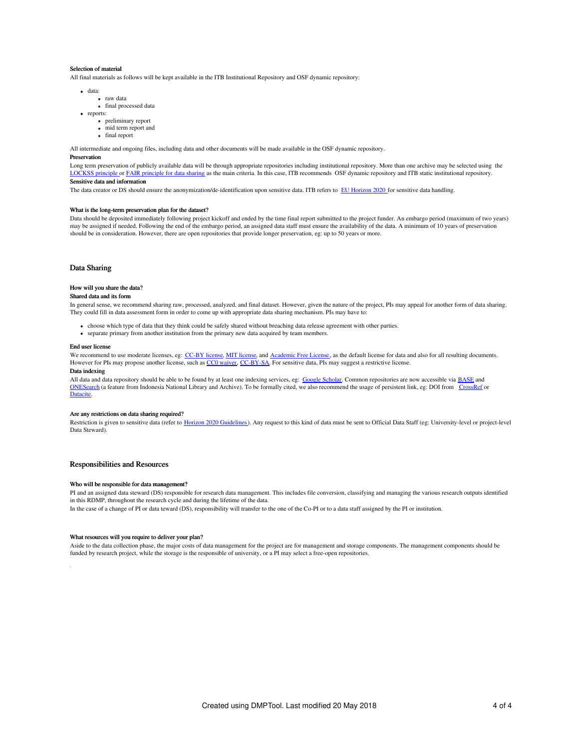**Selection of material**

All final materials as follows will be kept available in the ITB Institutional Repository and OSF dynamic repository:

- data:
    - raw data
    - final processed data
- reports:
    - preliminary report
    - mid term report and
    - final report

All intermediate and ongoing files, including data and other documents will be made available in the OSF dynamic repository.

**Preservation**

Long term preservation of publicly available data will be through appropriate repositories including institutional repository. More than one archive may be selected using the LOCKSS principle or FAIR principle for data sharing as the main criteria. In this case, ITB recommends OSF dynamic repository and ITB static institutional repository.

**Sensitive data and information**

The data creator or DS should ensure the anonymization/de-identification upon sensitive data. ITB refers to EU Horizon 2020 for sensitive data handling.

**What is the long-term preservation plan for the dataset?**

Data should be deposited immediately following project kickoff and ended by the time final report submitted to the project funder. An embargo period (maximum of two years) may be assigned if needed. Following the end of the embargo period, an assigned data staff must ensure the availability of the data. A minimum of 10 years of preservation should be in consideration. However, there are open repositories that provide longer preservation, eg: up to 50 years or more.

## Data Sharing

**How will you share the data?**

**Shared data and its form**

In general sense, we recommend sharing raw, processed, analyzed, and final dataset. However, given the nature of the project, PIs may appeal for another form of data sharing. They could fill in data assessment form in order to come up with appropriate data sharing mechanism. PIs may have to:

- choose which type of data that they think could be safely shared without breaching data release agreement with other parties.
- separate primary from another institution from the primary new data acquired by team members.

**End user license**

We recommend to use moderate licenses, eg: CC-BY license, MIT license, and Academic Free License, as the default license for data and also for all resulting documents. However for PIs may propose another license, such as CC0 waiver, CC-BY-SA. For sensitive data, PIs may suggest a restrictive license.

**Data indexing**

All data and data repository should be able to be found by at least one indexing services, eg: Google Scholar. Common repositories are now accessible via BASE and ONESearch (a feature from Indonesia National Library and Archive). To be formally cited, we also recommend the usage of persistent link, eg: DOI from CrossRef or Datacite.

**Are any restrictions on data sharing required?**

Restriction is given to sensitive data (refer to Horizon 2020 Guidelines). Any request to this kind of data must be sent to Official Data Staff (eg: University-level or project-level Data Steward).

## Responsibilities and Resources

**Who will be responsible for data management?**

PI and an assigned data steward (DS) responsible for research data management. This includes file conversion, classifying and managing the various research outputs identified in this RDMP, throughout the research cycle and during the lifetime of the data.

In the case of a change of PI or data teward (DS), responsibility will transfer to the one of the Co-PI or to a data staff assigned by the PI or institution.

**What resources will you require to deliver your plan?**

Aside to the data collection phase, the major costs of data management for the project are for management and storage components. The management components should be funded by research project, while the storage is the responsible of university, or a PI may select a free-open repositories.